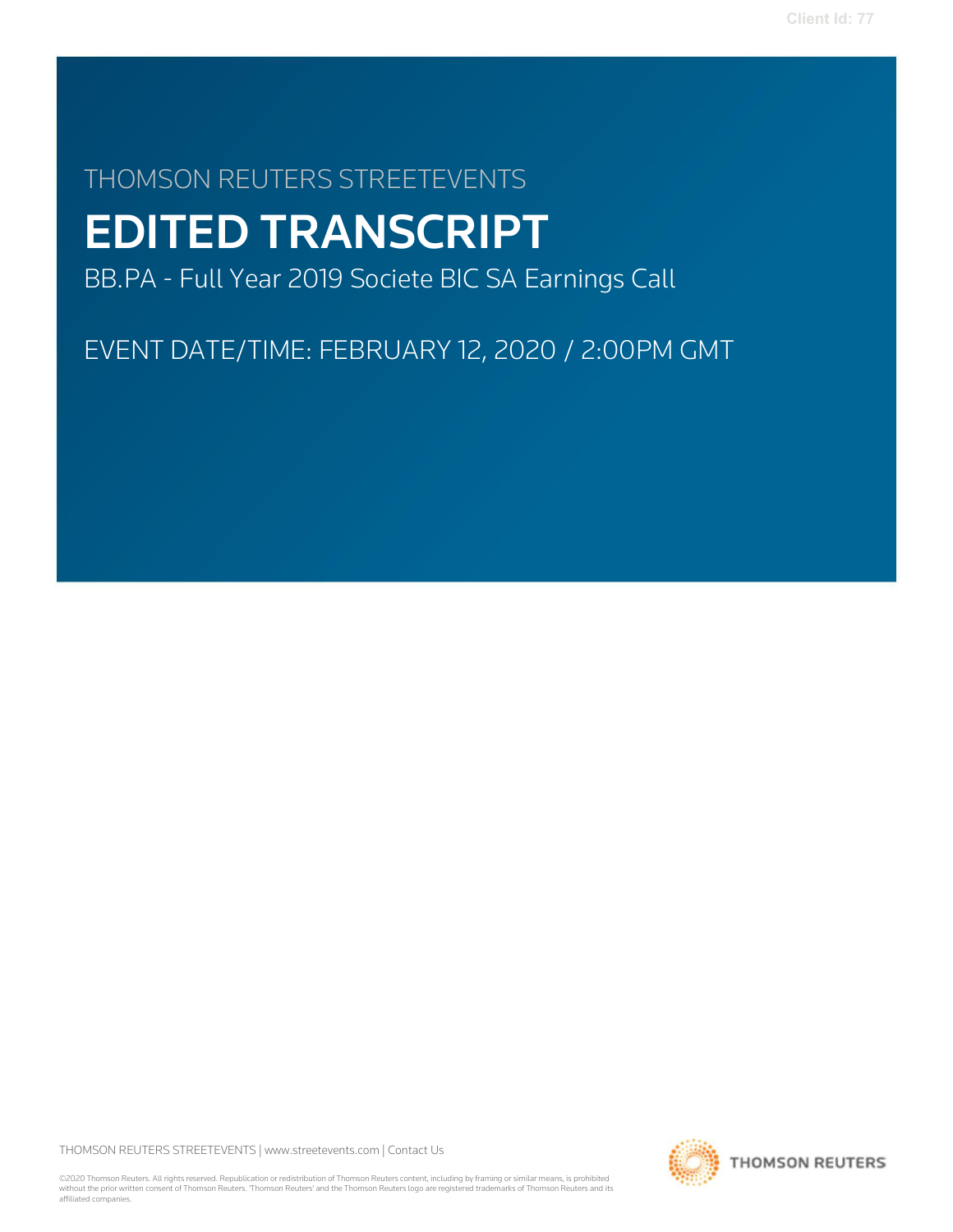THOMSON REUTERS STREETEVENTS

# EDITED TRANSCRIPT

BB.PA - Full Year 2019 Societe BIC SA Earnings Call

EVENT DATE/TIME: FEBRUARY 12, 2020 / 2:00PM GMT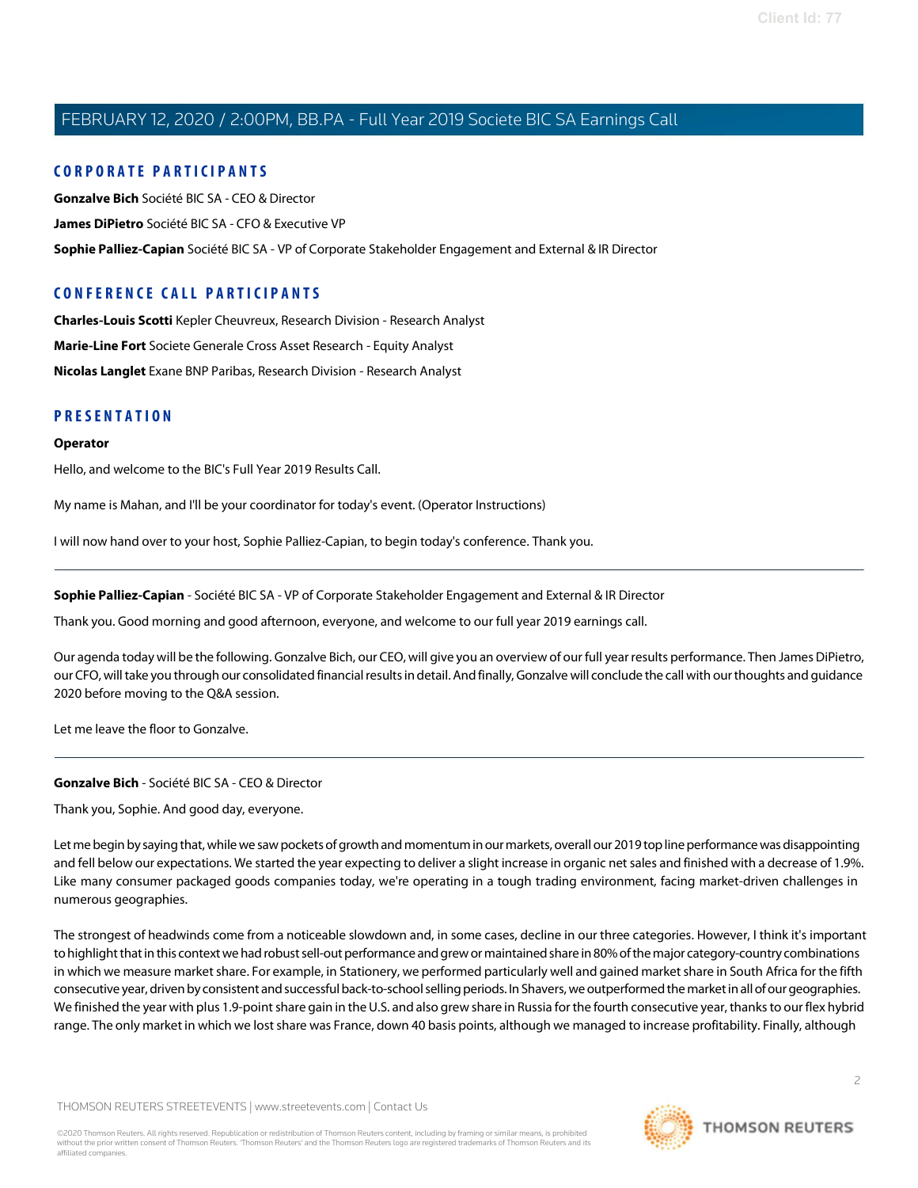## CORPORATE PARTICIPANTS

**Gonzalve Bich** Société BIC SA - CEO & Director

**James DiPietro** Société BIC SA - CFO & Executive VP

**Sophie Palliez-Capian** Société BIC SA - VP of Corporate Stakeholder Engagement and External & IR Director

## CONFERENCE CALL PARTICIPANTS

**Charles-Louis Scotti** Kepler Cheuvreux, Research Division - Research Analyst

**Marie-Line Fort** Societe Generale Cross Asset Research - Equity Analyst

**Nicolas Langlet** Exane BNP Paribas, Research Division - Research Analyst

## PRESENTATION

**Operator**

Hello, and welcome to the BIC's Full Year 2019 Results Call.

My name is Mahan, and I'll be your coordinator for today's event. (Operator Instructions)

I will now hand over to your host, Sophie Palliez-Capian, to begin today's conference. Thank you.

---

**Sophie Palliez-Capian** - Société BIC SA - VP of Corporate Stakeholder Engagement and External & IR Director

Thank you. Good morning and good afternoon, everyone, and welcome to our full year 2019 earnings call.

Our agenda today will be the following. Gonzalve Bich, our CEO, will give you an overview of our full year results performance. Then James DiPietro, our CFO, will take you through our consolidated financial results in detail. And finally, Gonzalve will conclude the call with our thoughts and guidance 2020 before moving to the Q&A session.

Let me leave the floor to Gonzalve.

---

**Gonzalve Bich** - Société BIC SA - CEO & Director

Thank you, Sophie. And good day, everyone.

Let me begin by saying that, while we saw pockets of growth and momentum in our markets, overall our 2019 top line performance was disappointing and fell below our expectations. We started the year expecting to deliver a slight increase in organic net sales and finished with a decrease of 1.9%. Like many consumer packaged goods companies today, we're operating in a tough trading environment, facing market-driven challenges in numerous geographies.

The strongest of headwinds come from a noticeable slowdown and, in some cases, decline in our three categories. However, I think it's important to highlight that in this context we had robust sell-out performance and grew or maintained share in 80% of the major category-country combinations in which we measure market share. For example, in Stationery, we performed particularly well and gained market share in South Africa for the fifth consecutive year, driven by consistent and successful back-to-school selling periods. In Shavers, we outperformed the market in all of our geographies. We finished the year with plus 1.9-point share gain in the U.S. and also grew share in Russia for the fourth consecutive year, thanks to our flex hybrid range. The only market in which we lost share was France, down 40 basis points, although we managed to increase profitability. Finally, although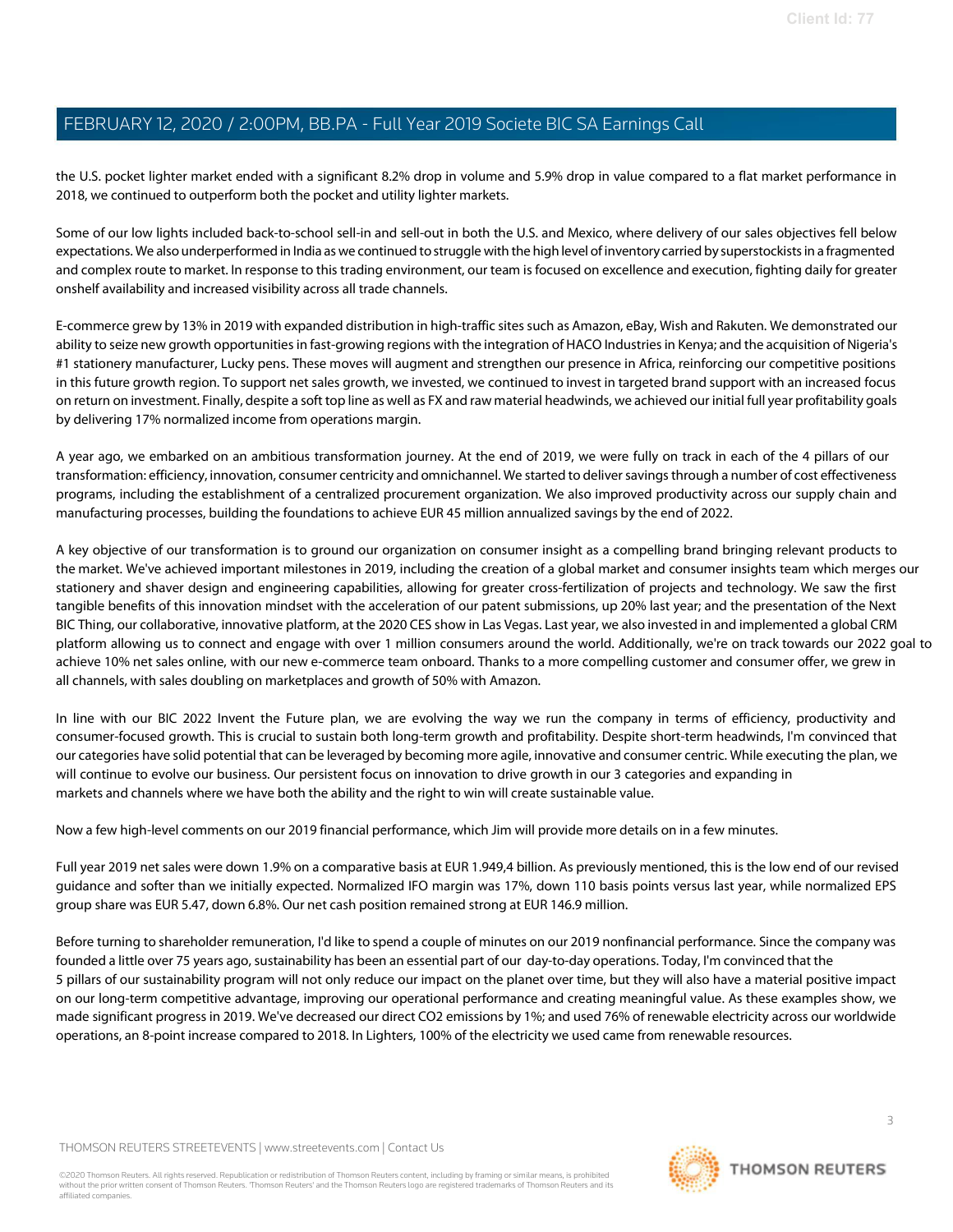the U.S. pocket lighter market ended with a significant 8.2% drop in volume and 5.9% drop in value compared to a flat market performance in 2018, we continued to outperform both the pocket and utility lighter markets.

Some of our low lights included back-to-school sell-in and sell-out in both the U.S. and Mexico, where delivery of our sales objectives fell below expectations. We also underperformed in India as we continued to struggle with the high level of inventory carried by superstockists in a fragmented and complex route to market. In response to this trading environment, our team is focused on excellence and execution, fighting daily for greater onshelf availability and increased visibility across all trade channels.

E-commerce grew by 13% in 2019 with expanded distribution in high-traffic sites such as Amazon, eBay, Wish and Rakuten. We demonstrated our ability to seize new growth opportunities in fast-growing regions with the integration of HACO Industries in Kenya; and the acquisition of Nigeria's #1 stationery manufacturer, Lucky pens. These moves will augment and strengthen our presence in Africa, reinforcing our competitive positions in this future growth region. To support net sales growth, we invested, we continued to invest in targeted brand support with an increased focus on return on investment. Finally, despite a soft top line as well as FX and raw material headwinds, we achieved our initial full year profitability goals by delivering 17% normalized income from operations margin.

A year ago, we embarked on an ambitious transformation journey. At the end of 2019, we were fully on track in each of the 4 pillars of our transformation: efficiency, innovation, consumer centricity and omnichannel. We started to deliver savings through a number of cost effectiveness programs, including the establishment of a centralized procurement organization. We also improved productivity across our supply chain and manufacturing processes, building the foundations to achieve EUR 45 million annualized savings by the end of 2022.

A key objective of our transformation is to ground our organization on consumer insight as a compelling brand bringing relevant products to the market. We've achieved important milestones in 2019, including the creation of a global market and consumer insights team which merges our stationery and shaver design and engineering capabilities, allowing for greater cross-fertilization of projects and technology. We saw the first tangible benefits of this innovation mindset with the acceleration of our patent submissions, up 20% last year; and the presentation of the Next BIC Thing, our collaborative, innovative platform, at the 2020 CES show in Las Vegas. Last year, we also invested in and implemented a global CRM platform allowing us to connect and engage with over 1 million consumers around the world. Additionally, we're on track towards our 2022 goal to achieve 10% net sales online, with our new e-commerce team onboard. Thanks to a more compelling customer and consumer offer, we grew in all channels, with sales doubling on marketplaces and growth of 50% with Amazon.

In line with our BIC 2022 Invent the Future plan, we are evolving the way we run the company in terms of efficiency, productivity and consumer-focused growth. This is crucial to sustain both long-term growth and profitability. Despite short-term headwinds, I'm convinced that our categories have solid potential that can be leveraged by becoming more agile, innovative and consumer centric. While executing the plan, we will continue to evolve our business. Our persistent focus on innovation to drive growth in our 3 categories and expanding in markets and channels where we have both the ability and the right to win will create sustainable value.

Now a few high-level comments on our 2019 financial performance, which Jim will provide more details on in a few minutes.

Full year 2019 net sales were down 1.9% on a comparative basis at EUR 1.949,4 billion. As previously mentioned, this is the low end of our revised guidance and softer than we initially expected. Normalized IFO margin was 17%, down 110 basis points versus last year, while normalized EPS group share was EUR 5.47, down 6.8%. Our net cash position remained strong at EUR 146.9 million.

Before turning to shareholder remuneration, I'd like to spend a couple of minutes on our 2019 nonfinancial performance. Since the company was founded a little over 75 years ago, sustainability has been an essential part of our day-to-day operations. Today, I'm convinced that the 5 pillars of our sustainability program will not only reduce our impact on the planet over time, but they will also have a material positive impact on our long-term competitive advantage, improving our operational performance and creating meaningful value. As these examples show, we made significant progress in 2019. We've decreased our direct $CO_2$ emissions by 1%; and used 76% of renewable electricity across our worldwide operations, an 8-point increase compared to 2018. In Lighters, 100% of the electricity we used came from renewable resources.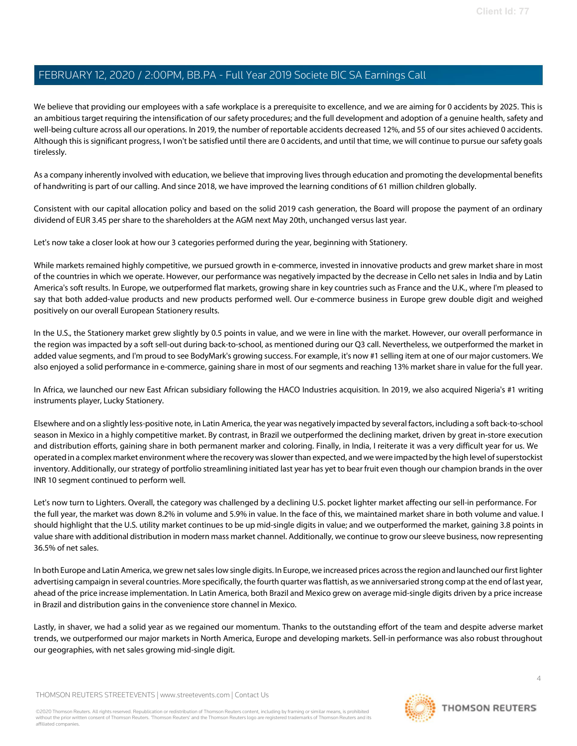We believe that providing our employees with a safe workplace is a prerequisite to excellence, and we are aiming for 0 accidents by 2025. This is an ambitious target requiring the intensification of our safety procedures; and the full development and adoption of a genuine health, safety and well-being culture across all our operations. In 2019, the number of reportable accidents decreased 12%, and 55 of our sites achieved 0 accidents. Although this is significant progress, I won't be satisfied until there are 0 accidents, and until that time, we will continue to pursue our safety goals tirelessly.

As a company inherently involved with education, we believe that improving lives through education and promoting the developmental benefits of handwriting is part of our calling. And since 2018, we have improved the learning conditions of 61 million children globally.

Consistent with our capital allocation policy and based on the solid 2019 cash generation, the Board will propose the payment of an ordinary dividend of EUR 3.45 per share to the shareholders at the AGM next May 20th, unchanged versus last year.

Let's now take a closer look at how our 3 categories performed during the year, beginning with Stationery.

While markets remained highly competitive, we pursued growth in e-commerce, invested in innovative products and grew market share in most of the countries in which we operate. However, our performance was negatively impacted by the decrease in Cello net sales in India and by Latin America's soft results. In Europe, we outperformed flat markets, growing share in key countries such as France and the U.K., where I'm pleased to say that both added-value products and new products performed well. Our e-commerce business in Europe grew double digit and weighed positively on our overall European Stationery results.

In the U.S., the Stationery market grew slightly by 0.5 points in value, and we were in line with the market. However, our overall performance in the region was impacted by a soft sell-out during back-to-school, as mentioned during our Q3 call. Nevertheless, we outperformed the market in added value segments, and I'm proud to see BodyMark's growing success. For example, it's now #1 selling item at one of our major customers. We also enjoyed a solid performance in e-commerce, gaining share in most of our segments and reaching 13% market share in value for the full year.

In Africa, we launched our new East African subsidiary following the HACO Industries acquisition. In 2019, we also acquired Nigeria's #1 writing instruments player, Lucky Stationery.

Elsewhere and on a slightly less-positive note, in Latin America, the year was negatively impacted by several factors, including a soft back-to-school season in Mexico in a highly competitive market. By contrast, in Brazil we outperformed the declining market, driven by great in-store execution and distribution efforts, gaining share in both permanent marker and coloring. Finally, in India, I reiterate it was a very difficult year for us. We operated in a complex market environment where the recovery was slower than expected, and we were impacted by the high level of superstockist inventory. Additionally, our strategy of portfolio streamlining initiated last year has yet to bear fruit even though our champion brands in the over INR 10 segment continued to perform well.

Let's now turn to Lighters. Overall, the category was challenged by a declining U.S. pocket lighter market affecting our sell-in performance. For the full year, the market was down 8.2% in volume and 5.9% in value. In the face of this, we maintained market share in both volume and value. I should highlight that the U.S. utility market continues to be up mid-single digits in value; and we outperformed the market, gaining 3.8 points in value share with additional distribution in modern mass market channel. Additionally, we continue to grow our sleeve business, now representing 36.5% of net sales.

In both Europe and Latin America, we grew net sales low single digits. In Europe, we increased prices across the region and launched our first lighter advertising campaign in several countries. More specifically, the fourth quarter was flattish, as we anniversaried strong comp at the end of last year, ahead of the price increase implementation. In Latin America, both Brazil and Mexico grew on average mid-single digits driven by a price increase in Brazil and distribution gains in the convenience store channel in Mexico.

Lastly, in shaver, we had a solid year as we regained our momentum. Thanks to the outstanding effort of the team and despite adverse market trends, we outperformed our major markets in North America, Europe and developing markets. Sell-in performance was also robust throughout our geographies, with net sales growing mid-single digit.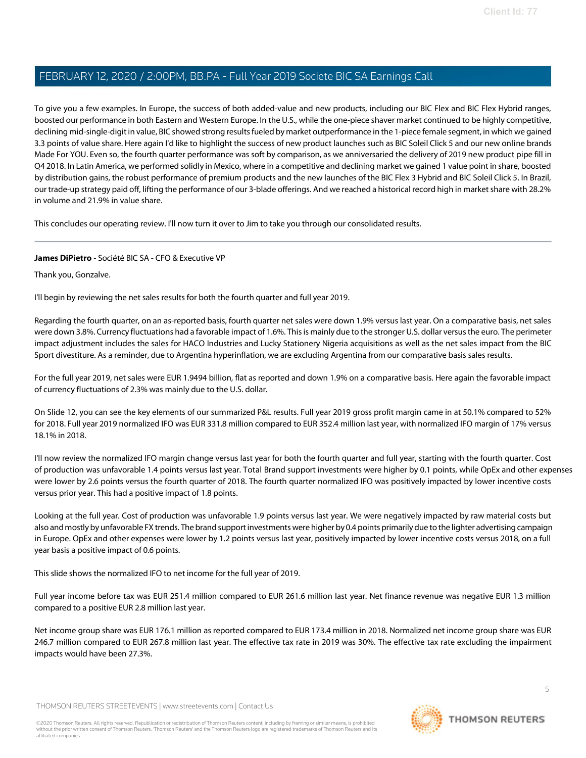To give you a few examples. In Europe, the success of both added-value and new products, including our BIC Flex and BIC Flex Hybrid ranges, boosted our performance in both Eastern and Western Europe. In the U.S., while the one-piece shaver market continued to be highly competitive, declining mid-single-digit in value, BIC showed strong results fueled by market outperformance in the 1-piece female segment, in which we gained 3.3 points of value share. Here again I'd like to highlight the success of new product launches such as BIC Soleil Click 5 and our new online brands Made For YOU. Even so, the fourth quarter performance was soft by comparison, as we anniversaried the delivery of 2019 new product pipe fill in Q4 2018. In Latin America, we performed solidly in Mexico, where in a competitive and declining market we gained 1 value point in share, boosted by distribution gains, the robust performance of premium products and the new launches of the BIC Flex 3 Hybrid and BIC Soleil Click 5. In Brazil, our trade-up strategy paid off, lifting the performance of our 3-blade offerings. And we reached a historical record high in market share with 28.2% in volume and 21.9% in value share.

This concludes our operating review. I'll now turn it over to Jim to take you through our consolidated results.

---

**James DiPietro** - Société BIC SA - CFO & Executive VP

Thank you, Gonzalve.

I'll begin by reviewing the net sales results for both the fourth quarter and full year 2019.

Regarding the fourth quarter, on an as-reported basis, fourth quarter net sales were down 1.9% versus last year. On a comparative basis, net sales were down 3.8%. Currency fluctuations had a favorable impact of 1.6%. This is mainly due to the stronger U.S. dollar versus the euro. The perimeter impact adjustment includes the sales for HACO Industries and Lucky Stationery Nigeria acquisitions as well as the net sales impact from the BIC Sport divestiture. As a reminder, due to Argentina hyperinflation, we are excluding Argentina from our comparative basis sales results.

For the full year 2019, net sales were EUR 1.9494 billion, flat as reported and down 1.9% on a comparative basis. Here again the favorable impact of currency fluctuations of 2.3% was mainly due to the U.S. dollar.

On Slide 12, you can see the key elements of our summarized P&L results. Full year 2019 gross profit margin came in at 50.1% compared to 52% for 2018. Full year 2019 normalized IFO was EUR 331.8 million compared to EUR 352.4 million last year, with normalized IFO margin of 17% versus 18.1% in 2018.

I'll now review the normalized IFO margin change versus last year for both the fourth quarter and full year, starting with the fourth quarter. Cost of production was unfavorable 1.4 points versus last year. Total Brand support investments were higher by 0.1 points, while OpEx and other expenses were lower by 2.6 points versus the fourth quarter of 2018. The fourth quarter normalized IFO was positively impacted by lower incentive costs versus prior year. This had a positive impact of 1.8 points.

Looking at the full year. Cost of production was unfavorable 1.9 points versus last year. We were negatively impacted by raw material costs but also and mostly by unfavorable FX trends. The brand support investments were higher by 0.4 points primarily due to the lighter advertising campaign in Europe. OpEx and other expenses were lower by 1.2 points versus last year, positively impacted by lower incentive costs versus 2018, on a full year basis a positive impact of 0.6 points.

This slide shows the normalized IFO to net income for the full year of 2019.

Full year income before tax was EUR 251.4 million compared to EUR 261.6 million last year. Net finance revenue was negative EUR 1.3 million compared to a positive EUR 2.8 million last year.

Net income group share was EUR 176.1 million as reported compared to EUR 173.4 million in 2018. Normalized net income group share was EUR 246.7 million compared to EUR 267.8 million last year. The effective tax rate in 2019 was 30%. The effective tax rate excluding the impairment impacts would have been 27.3%.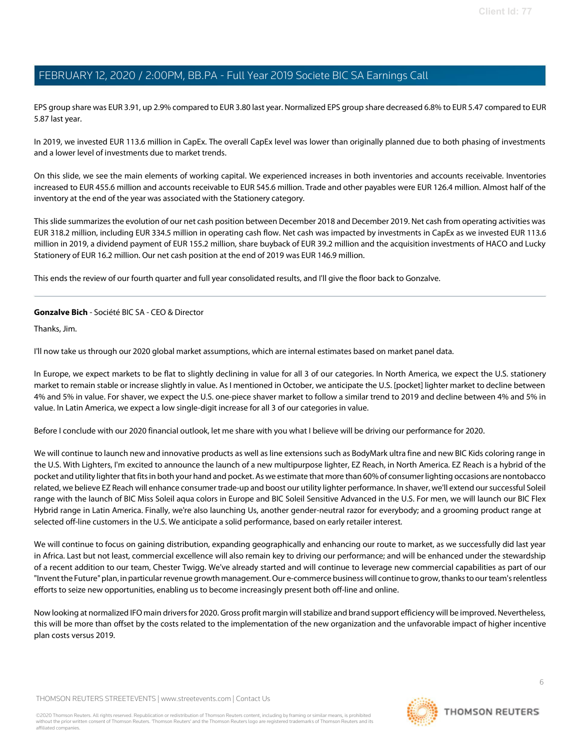EPS group share was EUR 3.91, up 2.9% compared to EUR 3.80 last year. Normalized EPS group share decreased 6.8% to EUR 5.47 compared to EUR 5.87 last year.

In 2019, we invested EUR 113.6 million in CapEx. The overall CapEx level was lower than originally planned due to both phasing of investments and a lower level of investments due to market trends.

On this slide, we see the main elements of working capital. We experienced increases in both inventories and accounts receivable. Inventories increased to EUR 455.6 million and accounts receivable to EUR 545.6 million. Trade and other payables were EUR 126.4 million. Almost half of the inventory at the end of the year was associated with the Stationery category.

This slide summarizes the evolution of our net cash position between December 2018 and December 2019. Net cash from operating activities was EUR 318.2 million, including EUR 334.5 million in operating cash flow. Net cash was impacted by investments in CapEx as we invested EUR 113.6 million in 2019, a dividend payment of EUR 155.2 million, share buyback of EUR 39.2 million and the acquisition investments of HACO and Lucky Stationery of EUR 16.2 million. Our net cash position at the end of 2019 was EUR 146.9 million.

This ends the review of our fourth quarter and full year consolidated results, and I'll give the floor back to Gonzalve.

---

**Gonzalve Bich** - Société BIC SA - CEO & Director

Thanks, Jim.

I'll now take us through our 2020 global market assumptions, which are internal estimates based on market panel data.

In Europe, we expect markets to be flat to slightly declining in value for all 3 of our categories. In North America, we expect the U.S. stationery market to remain stable or increase slightly in value. As I mentioned in October, we anticipate the U.S. [pocket] lighter market to decline between 4% and 5% in value. For shaver, we expect the U.S. one-piece shaver market to follow a similar trend to 2019 and decline between 4% and 5% in value. In Latin America, we expect a low single-digit increase for all 3 of our categories in value.

Before I conclude with our 2020 financial outlook, let me share with you what I believe will be driving our performance for 2020.

We will continue to launch new and innovative products as well as line extensions such as BodyMark ultra fine and new BIC Kids coloring range in the U.S. With Lighters, I'm excited to announce the launch of a new multipurpose lighter, EZ Reach, in North America. EZ Reach is a hybrid of the pocket and utility lighter that fits in both your hand and pocket. As we estimate that more than 60% of consumer lighting occasions are nontobacco related, we believe EZ Reach will enhance consumer trade-up and boost our utility lighter performance. In shaver, we'll extend our successful Soleil range with the launch of BIC Miss Soleil aqua colors in Europe and BIC Soleil Sensitive Advanced in the U.S. For men, we will launch our BIC Flex Hybrid range in Latin America. Finally, we're also launching Us, another gender-neutral razor for everybody; and a grooming product range at selected off-line customers in the U.S. We anticipate a solid performance, based on early retailer interest.

We will continue to focus on gaining distribution, expanding geographically and enhancing our route to market, as we successfully did last year in Africa. Last but not least, commercial excellence will also remain key to driving our performance; and will be enhanced under the stewardship of a recent addition to our team, Chester Twigg. We've already started and will continue to leverage new commercial capabilities as part of our "Invent the Future" plan, in particular revenue growth management. Our e-commerce business will continue to grow, thanks to our team's relentless efforts to seize new opportunities, enabling us to become increasingly present both off-line and online.

Now looking at normalized IFO main drivers for 2020. Gross profit margin will stabilize and brand support efficiency will be improved. Nevertheless, this will be more than offset by the costs related to the implementation of the new organization and the unfavorable impact of higher incentive plan costs versus 2019.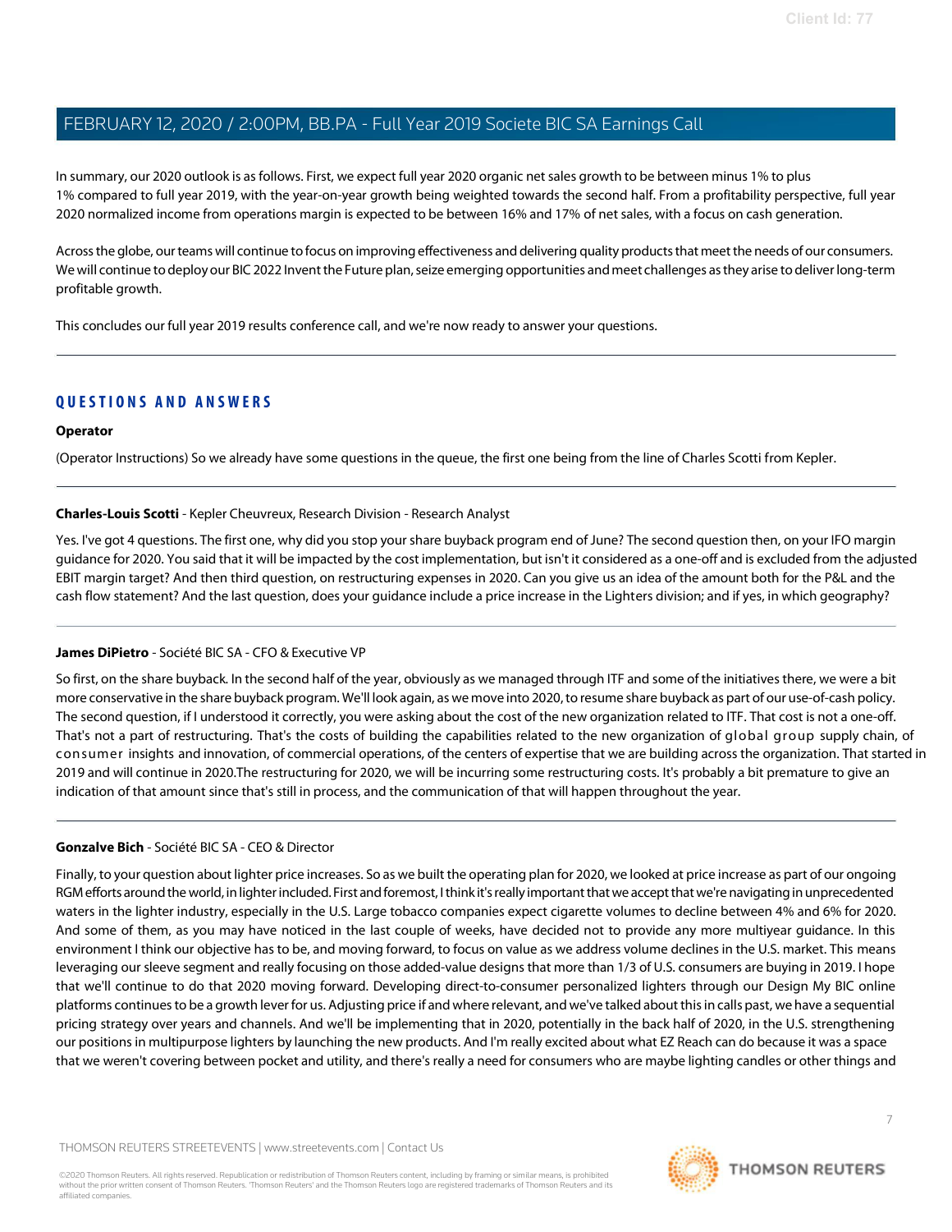In summary, our 2020 outlook is as follows. First, we expect full year 2020 organic net sales growth to be between minus 1% to plus 1% compared to full year 2019, with the year-on-year growth being weighted towards the second half. From a profitability perspective, full year 2020 normalized income from operations margin is expected to be between 16% and 17% of net sales, with a focus on cash generation.

Across the globe, our teams will continue to focus on improving effectiveness and delivering quality products that meet the needs of our consumers. We will continue to deploy our BIC 2022 Invent the Future plan, seize emerging opportunities and meet challenges as they arise to deliver long-term profitable growth.

This concludes our full year 2019 results conference call, and we're now ready to answer your questions.

## QUESTIONS AND ANSWERS

**Operator**

(Operator Instructions) So we already have some questions in the queue, the first one being from the line of Charles Scotti from Kepler.

**Charles-Louis Scotti** - Kepler Cheuvreux, Research Division - Research Analyst

Yes. I've got 4 questions. The first one, why did you stop your share buyback program end of June? The second question then, on your IFO margin guidance for 2020. You said that it will be impacted by the cost implementation, but isn't it considered as a one-off and is excluded from the adjusted EBIT margin target? And then third question, on restructuring expenses in 2020. Can you give us an idea of the amount both for the P&L and the cash flow statement? And the last question, does your guidance include a price increase in the Lighters division; and if yes, in which geography?

**James DiPietro** - Société BIC SA - CFO & Executive VP

So first, on the share buyback. In the second half of the year, obviously as we managed through ITF and some of the initiatives there, we were a bit more conservative in the share buyback program. We'll look again, as we move into 2020, to resume share buyback as part of our use-of-cash policy. The second question, if I understood it correctly, you were asking about the cost of the new organization related to ITF. That cost is not a one-off. That's not a part of restructuring. That's the costs of building the capabilities related to the new organization of global group supply chain, of consumer insights and innovation, of commercial operations, of the centers of expertise that we are building across the organization. That started in 2019 and will continue in 2020.The restructuring for 2020, we will be incurring some restructuring costs. It's probably a bit premature to give an indication of that amount since that's still in process, and the communication of that will happen throughout the year.

**Gonzalve Bich** - Société BIC SA - CEO & Director

Finally, to your question about lighter price increases. So as we built the operating plan for 2020, we looked at price increase as part of our ongoing RGM efforts around the world, in lighter included. First and foremost, I think it's really important that we accept that we're navigating in unprecedented waters in the lighter industry, especially in the U.S. Large tobacco companies expect cigarette volumes to decline between 4% and 6% for 2020. And some of them, as you may have noticed in the last couple of weeks, have decided not to provide any more multiyear guidance. In this environment I think our objective has to be, and moving forward, to focus on value as we address volume declines in the U.S. market. This means leveraging our sleeve segment and really focusing on those added-value designs that more than 1/3 of U.S. consumers are buying in 2019. I hope that we'll continue to do that 2020 moving forward. Developing direct-to-consumer personalized lighters through our Design My BIC online platforms continues to be a growth lever for us. Adjusting price if and where relevant, and we've talked about this in calls past, we have a sequential pricing strategy over years and channels. And we'll be implementing that in 2020, potentially in the back half of 2020, in the U.S. strengthening our positions in multipurpose lighters by launching the new products. And I'm really excited about what EZ Reach can do because it was a space that we weren't covering between pocket and utility, and there's really a need for consumers who are maybe lighting candles or other things and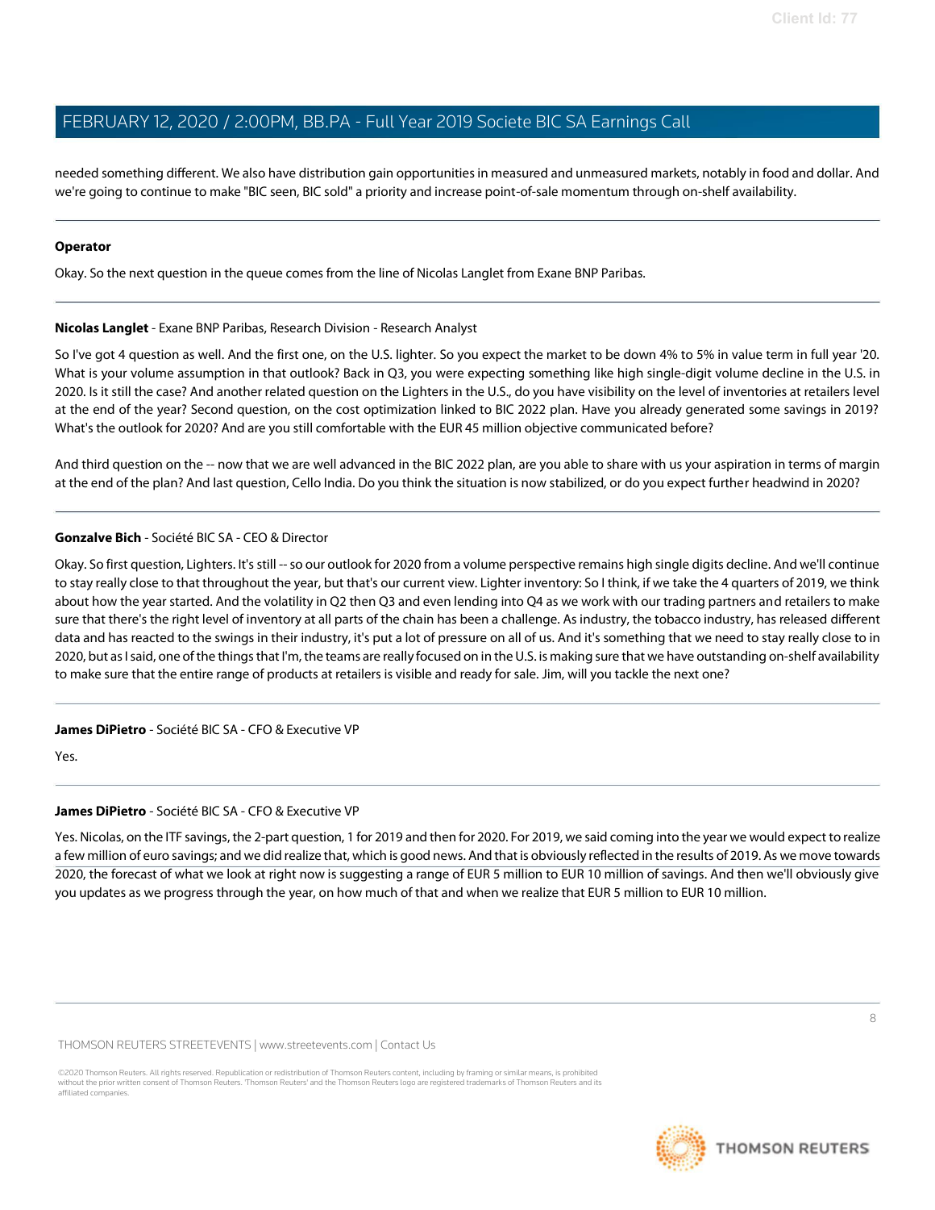needed something different. We also have distribution gain opportunities in measured and unmeasured markets, notably in food and dollar. And we're going to continue to make "BIC seen, BIC sold" a priority and increase point-of-sale momentum through on-shelf availability.

---

**Operator**

Okay. So the next question in the queue comes from the line of Nicolas Langlet from Exane BNP Paribas.

---

**Nicolas Langlet** - Exane BNP Paribas, Research Division - Research Analyst

So I've got 4 question as well. And the first one, on the U.S. lighter. So you expect the market to be down 4% to 5% in value term in full year '20. What is your volume assumption in that outlook? Back in Q3, you were expecting something like high single-digit volume decline in the U.S. in 2020. Is it still the case? And another related question on the Lighters in the U.S., do you have visibility on the level of inventories at retailers level at the end of the year? Second question, on the cost optimization linked to BIC 2022 plan. Have you already generated some savings in 2019? What's the outlook for 2020? And are you still comfortable with the EUR 45 million objective communicated before?

And third question on the -- now that we are well advanced in the BIC 2022 plan, are you able to share with us your aspiration in terms of margin at the end of the plan? And last question, Cello India. Do you think the situation is now stabilized, or do you expect further headwind in 2020?

---

**Gonzalve Bich** - Société BIC SA - CEO & Director

Okay. So first question, Lighters. It's still -- so our outlook for 2020 from a volume perspective remains high single digits decline. And we'll continue to stay really close to that throughout the year, but that's our current view. Lighter inventory: So I think, if we take the 4 quarters of 2019, we think about how the year started. And the volatility in Q2 then Q3 and even lending into Q4 as we work with our trading partners and retailers to make sure that there's the right level of inventory at all parts of the chain has been a challenge. As industry, the tobacco industry, has released different data and has reacted to the swings in their industry, it's put a lot of pressure on all of us. And it's something that we need to stay really close to in 2020, but as I said, one of the things that I'm, the teams are really focused on in the U.S. is making sure that we have outstanding on-shelf availability to make sure that the entire range of products at retailers is visible and ready for sale. Jim, will you tackle the next one?

---

**James DiPietro** - Société BIC SA - CFO & Executive VP

Yes.

---

**James DiPietro** - Société BIC SA - CFO & Executive VP

Yes. Nicolas, on the ITF savings, the 2-part question, 1 for 2019 and then for 2020. For 2019, we said coming into the year we would expect to realize a few million of euro savings; and we did realize that, which is good news. And that is obviously reflected in the results of 2019. As we move towards 2020, the forecast of what we look at right now is suggesting a range of EUR 5 million to EUR 10 million of savings. And then we'll obviously give you updates as we progress through the year, on how much of that and when we realize that EUR 5 million to EUR 10 million.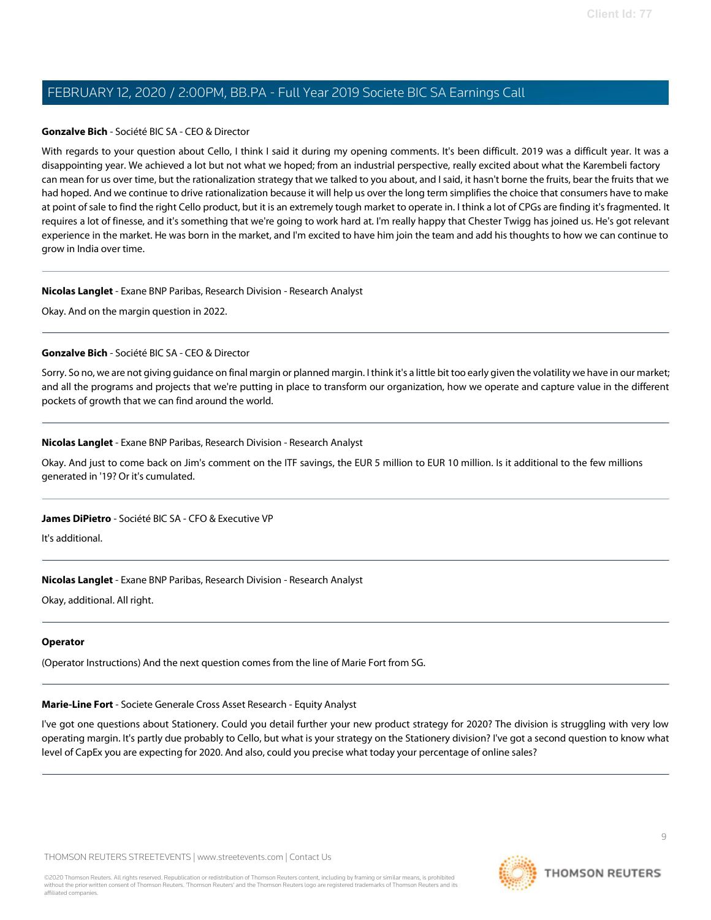**Gonzalve Bich** - Société BIC SA - CEO & Director

With regards to your question about Cello, I think I said it during my opening comments. It's been difficult. 2019 was a difficult year. It was a disappointing year. We achieved a lot but not what we hoped; from an industrial perspective, really excited about what the Karembeli factory can mean for us over time, but the rationalization strategy that we talked to you about, and I said, it hasn't borne the fruits, bear the fruits that we had hoped. And we continue to drive rationalization because it will help us over the long term simplifies the choice that consumers have to make at point of sale to find the right Cello product, but it is an extremely tough market to operate in. I think a lot of CPGs are finding it's fragmented. It requires a lot of finesse, and it's something that we're going to work hard at. I'm really happy that Chester Twigg has joined us. He's got relevant experience in the market. He was born in the market, and I'm excited to have him join the team and add his thoughts to how we can continue to grow in India over time.

---

**Nicolas Langlet** - Exane BNP Paribas, Research Division - Research Analyst

Okay. And on the margin question in 2022.

---

**Gonzalve Bich** - Société BIC SA - CEO & Director

Sorry. So no, we are not giving guidance on final margin or planned margin. I think it's a little bit too early given the volatility we have in our market; and all the programs and projects that we're putting in place to transform our organization, how we operate and capture value in the different pockets of growth that we can find around the world.

---

**Nicolas Langlet** - Exane BNP Paribas, Research Division - Research Analyst

Okay. And just to come back on Jim's comment on the ITF savings, the EUR 5 million to EUR 10 million. Is it additional to the few millions generated in '19? Or it's cumulated.

---

**James DiPietro** - Société BIC SA - CFO & Executive VP

It's additional.

---

**Nicolas Langlet** - Exane BNP Paribas, Research Division - Research Analyst

Okay, additional. All right.

---

**Operator**

(Operator Instructions) And the next question comes from the line of Marie Fort from SG.

---

**Marie-Line Fort** - Societe Generale Cross Asset Research - Equity Analyst

I've got one questions about Stationery. Could you detail further your new product strategy for 2020? The division is struggling with very low operating margin. It's partly due probably to Cello, but what is your strategy on the Stationery division? I've got a second question to know what level of CapEx you are expecting for 2020. And also, could you precise what today your percentage of online sales?

---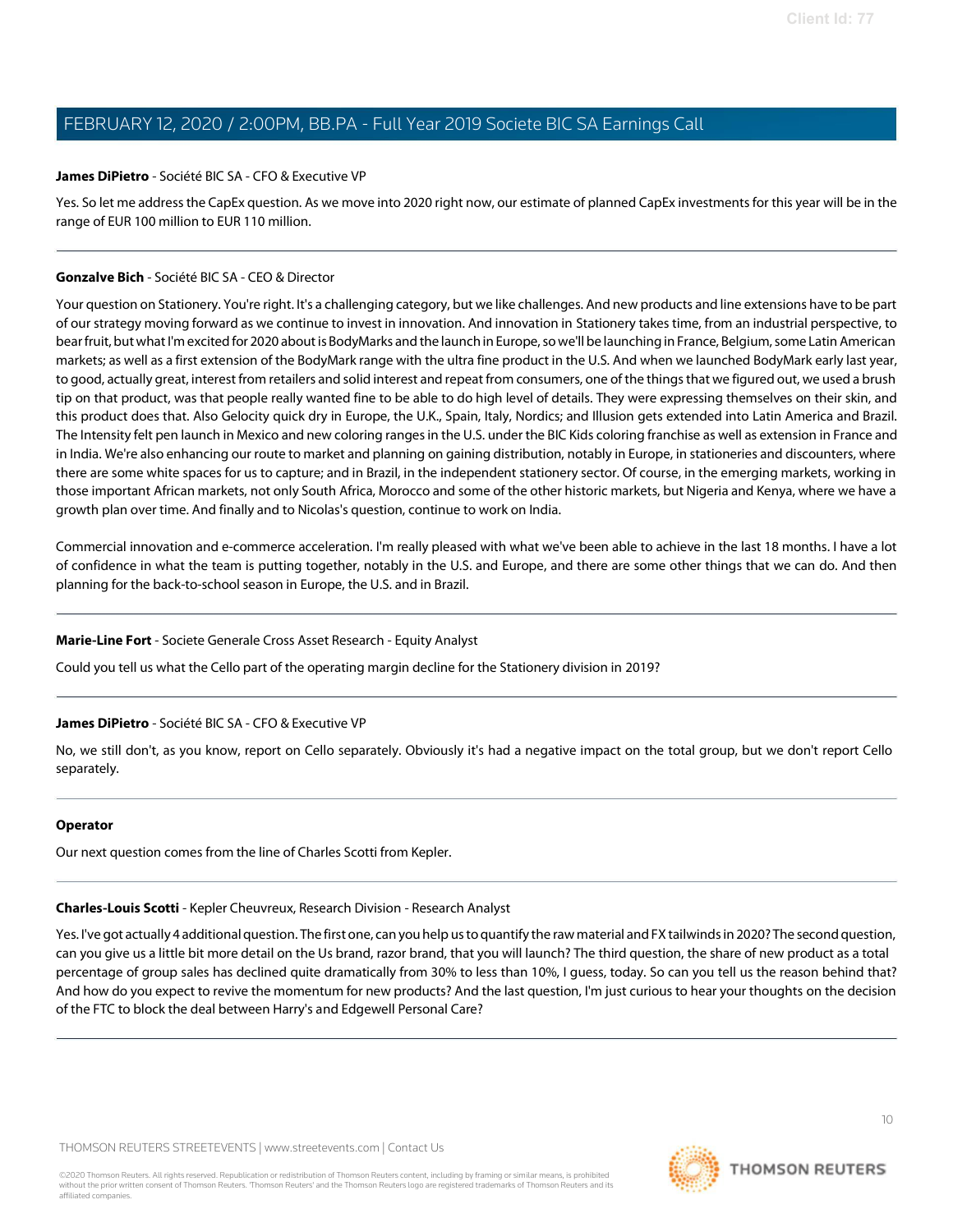**James DiPietro** - Société BIC SA - CFO & Executive VP

Yes. So let me address the CapEx question. As we move into 2020 right now, our estimate of planned CapEx investments for this year will be in the range of EUR 100 million to EUR 110 million.

---

**Gonzalve Bich** - Société BIC SA - CEO & Director

Your question on Stationery. You're right. It's a challenging category, but we like challenges. And new products and line extensions have to be part of our strategy moving forward as we continue to invest in innovation. And innovation in Stationery takes time, from an industrial perspective, to bear fruit, but what I'm excited for 2020 about is BodyMarks and the launch in Europe, so we'll be launching in France, Belgium, some Latin American markets; as well as a first extension of the BodyMark range with the ultra fine product in the U.S. And when we launched BodyMark early last year, to good, actually great, interest from retailers and solid interest and repeat from consumers, one of the things that we figured out, we used a brush tip on that product, was that people really wanted fine to be able to do high level of details. They were expressing themselves on their skin, and this product does that. Also Gelocity quick dry in Europe, the U.K., Spain, Italy, Nordics; and Illusion gets extended into Latin America and Brazil. The Intensity felt pen launch in Mexico and new coloring ranges in the U.S. under the BIC Kids coloring franchise as well as extension in France and in India. We're also enhancing our route to market and planning on gaining distribution, notably in Europe, in stationeries and discounters, where there are some white spaces for us to capture; and in Brazil, in the independent stationery sector. Of course, in the emerging markets, working in those important African markets, not only South Africa, Morocco and some of the other historic markets, but Nigeria and Kenya, where we have a growth plan over time. And finally and to Nicolas's question, continue to work on India.

Commercial innovation and e-commerce acceleration. I'm really pleased with what we've been able to achieve in the last 18 months. I have a lot of confidence in what the team is putting together, notably in the U.S. and Europe, and there are some other things that we can do. And then planning for the back-to-school season in Europe, the U.S. and in Brazil.

---

**Marie-Line Fort** - Societe Generale Cross Asset Research - Equity Analyst

Could you tell us what the Cello part of the operating margin decline for the Stationery division in 2019?

---

**James DiPietro** - Société BIC SA - CFO & Executive VP

No, we still don't, as you know, report on Cello separately. Obviously it's had a negative impact on the total group, but we don't report Cello separately.

---

**Operator**

Our next question comes from the line of Charles Scotti from Kepler.

---

**Charles-Louis Scotti** - Kepler Cheuvreux, Research Division - Research Analyst

Yes. I've got actually 4 additional question. The first one, can you help us to quantify the raw material and FX tailwinds in 2020? The second question, can you give us a little bit more detail on the Us brand, razor brand, that you will launch? The third question, the share of new product as a total percentage of group sales has declined quite dramatically from 30% to less than 10%, I guess, today. So can you tell us the reason behind that? And how do you expect to revive the momentum for new products? And the last question, I'm just curious to hear your thoughts on the decision of the FTC to block the deal between Harry's and Edgewell Personal Care?

---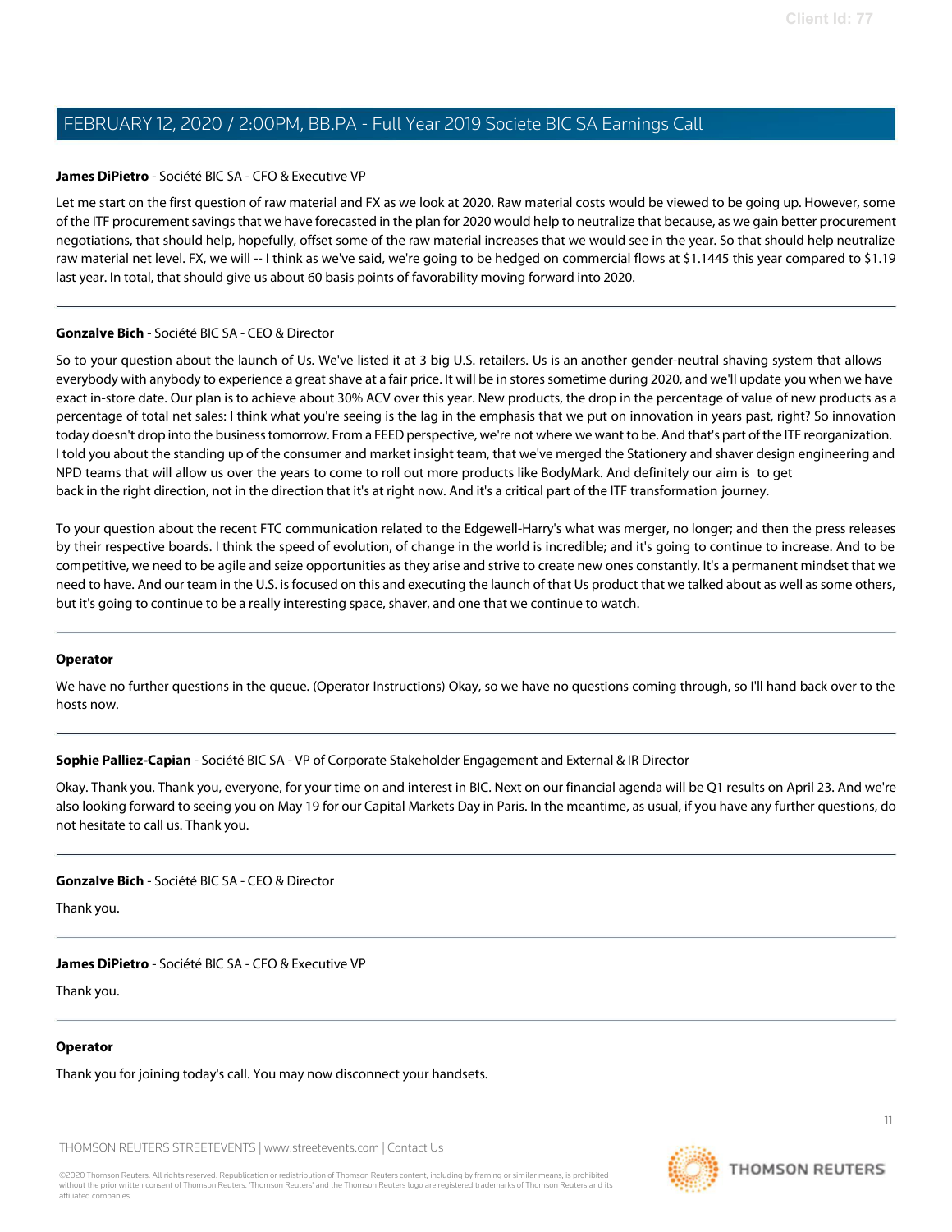**James DiPietro** - Société BIC SA - CFO & Executive VP

Let me start on the first question of raw material and FX as we look at 2020. Raw material costs would be viewed to be going up. However, some of the ITF procurement savings that we have forecasted in the plan for 2020 would help to neutralize that because, as we gain better procurement negotiations, that should help, hopefully, offset some of the raw material increases that we would see in the year. So that should help neutralize raw material net level. FX, we will -- I think as we've said, we're going to be hedged on commercial flows at $1.1445 this year compared to $1.19 last year. In total, that should give us about 60 basis points of favorability moving forward into 2020.

---

**Gonzalve Bich** - Société BIC SA - CEO & Director

So to your question about the launch of Us. We've listed it at 3 big U.S. retailers. Us is an another gender-neutral shaving system that allows everybody with anybody to experience a great shave at a fair price. It will be in stores sometime during 2020, and we'll update you when we have exact in-store date. Our plan is to achieve about 30% ACV over this year. New products, the drop in the percentage of value of new products as a percentage of total net sales: I think what you're seeing is the lag in the emphasis that we put on innovation in years past, right? So innovation today doesn't drop into the business tomorrow. From a FEED perspective, we're not where we want to be. And that's part of the ITF reorganization. I told you about the standing up of the consumer and market insight team, that we've merged the Stationery and shaver design engineering and NPD teams that will allow us over the years to come to roll out more products like BodyMark. And definitely our aim is to get back in the right direction, not in the direction that it's at right now. And it's a critical part of the ITF transformation journey.

To your question about the recent FTC communication related to the Edgewell-Harry's what was merger, no longer; and then the press releases by their respective boards. I think the speed of evolution, of change in the world is incredible; and it's going to continue to increase. And to be competitive, we need to be agile and seize opportunities as they arise and strive to create new ones constantly. It's a permanent mindset that we need to have. And our team in the U.S. is focused on this and executing the launch of that Us product that we talked about as well as some others, but it's going to continue to be a really interesting space, shaver, and one that we continue to watch.

---

**Operator**

We have no further questions in the queue. (Operator Instructions) Okay, so we have no questions coming through, so I'll hand back over to the hosts now.

---

**Sophie Palliez-Capian** - Société BIC SA - VP of Corporate Stakeholder Engagement and External & IR Director

Okay. Thank you. Thank you, everyone, for your time on and interest in BIC. Next on our financial agenda will be Q1 results on April 23. And we're also looking forward to seeing you on May 19 for our Capital Markets Day in Paris. In the meantime, as usual, if you have any further questions, do not hesitate to call us. Thank you.

---

**Gonzalve Bich** - Société BIC SA - CEO & Director

Thank you.

---

**James DiPietro** - Société BIC SA - CFO & Executive VP

Thank you.

---

**Operator**

Thank you for joining today's call. You may now disconnect your handsets.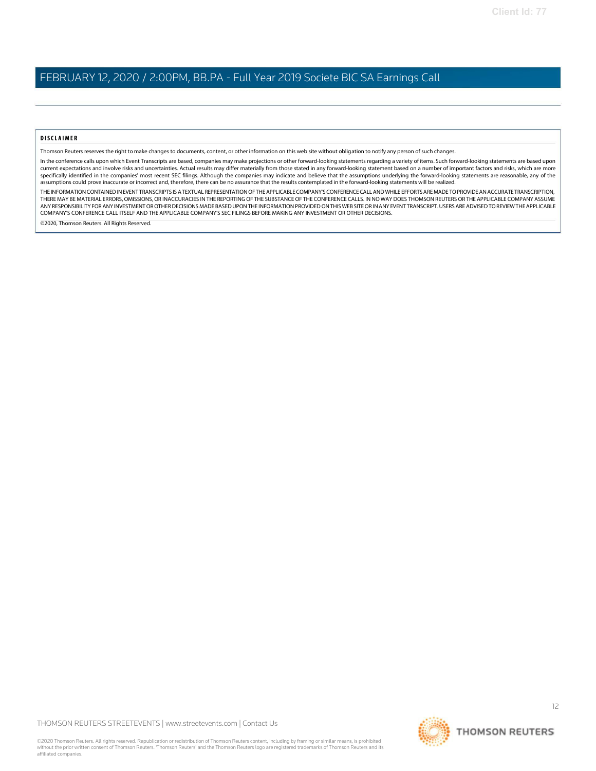**DISCLAIMER**

Thomson Reuters reserves the right to make changes to documents, content, or other information on this web site without obligation to notify any person of such changes.

In the conference calls upon which Event Transcripts are based, companies may make projections or other forward-looking statements regarding a variety of items. Such forward-looking statements are based upon current expectations and involve risks and uncertainties. Actual results may differ materially from those stated in any forward-looking statement based on a number of important factors and risks, which are more specifically identified in the companies' most recent SEC filings. Although the companies may indicate and believe that the assumptions underlying the forward-looking statements are reasonable, any of the assumptions could prove inaccurate or incorrect and, therefore, there can be no assurance that the results contemplated in the forward-looking statements will be realized.

THE INFORMATION CONTAINED IN EVENT TRANSCRIPTS IS A TEXTUAL REPRESENTATION OF THE APPLICABLE COMPANY'S CONFERENCE CALL AND WHILE EFFORTS ARE MADE TO PROVIDE AN ACCURATE TRANSCRIPTION, THERE MAY BE MATERIAL ERRORS, OMISSIONS, OR INACCURACIES IN THE REPORTING OF THE SUBSTANCE OF THE CONFERENCE CALLS. IN NO WAY DOES THOMSON REUTERS OR THE APPLICABLE COMPANY ASSUME ANY RESPONSIBILITY FOR ANY INVESTMENT OR OTHER DECISIONS MADE BASED UPON THE INFORMATION PROVIDED ON THIS WEB SITE OR IN ANY EVENT TRANSCRIPT. USERS ARE ADVISED TO REVIEW THE APPLICABLE COMPANY'S CONFERENCE CALL ITSELF AND THE APPLICABLE COMPANY'S SEC FILINGS BEFORE MAKING ANY INVESTMENT OR OTHER DECISIONS.

©2020, Thomson Reuters. All Rights Reserved.